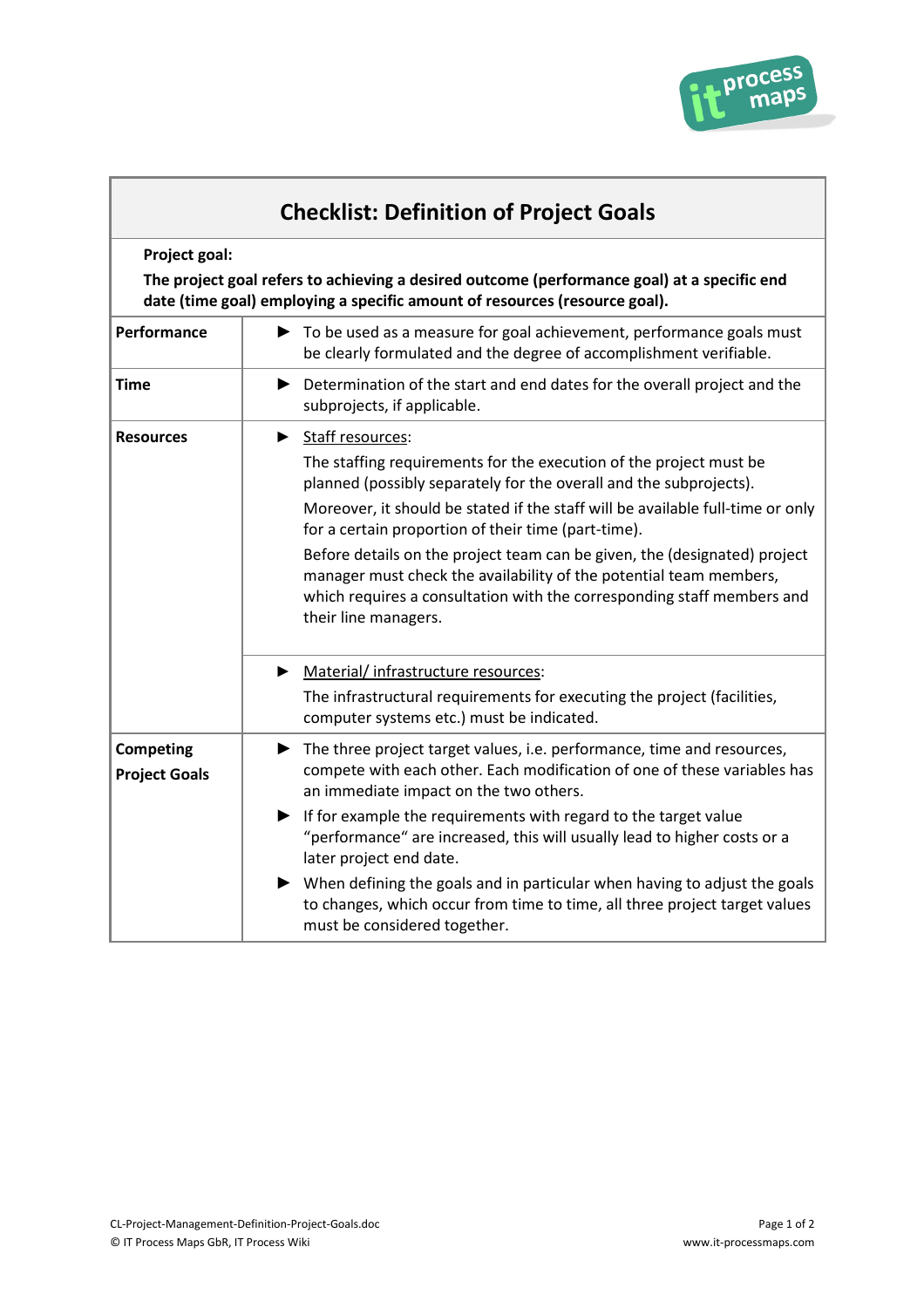# Checklist: Definition of Project Goals

**Project goal:**

**The project goal refers to achieving a desired outcome (performance goal) at a specific end date (time goal) employing a specific amount of resources (resource goal).**

| | |
|---|---|
| **Performance** | ▶ To be used as a measure for goal achievement, performance goals must be clearly formulated and the degree of accomplishment verifiable. |
| **Time** | ▶ Determination of the start and end dates for the overall project and the subprojects, if applicable. |
| **Resources** | ▶ Staff resources:<br>The staffing requirements for the execution of the project must be planned (possibly separately for the overall and the subprojects).<br>Moreover, it should be stated if the staff will be available full-time or only for a certain proportion of their time (part-time).<br>Before details on the project team can be given, the (designated) project manager must check the availability of the potential team members, which requires a consultation with the corresponding staff members and their line managers. |
| | ▶ Material/ infrastructure resources:<br>The infrastructural requirements for executing the project (facilities, computer systems etc.) must be indicated. |
| **Competing Project Goals** | ▶ The three project target values, i.e. performance, time and resources, compete with each other. Each modification of one of these variables has an immediate impact on the two others.<br>▶ If for example the requirements with regard to the target value “performance“ are increased, this will usually lead to higher costs or a later project end date.<br>▶ When defining the goals and in particular when having to adjust the goals to changes, which occur from time to time, all three project target values must be considered together. |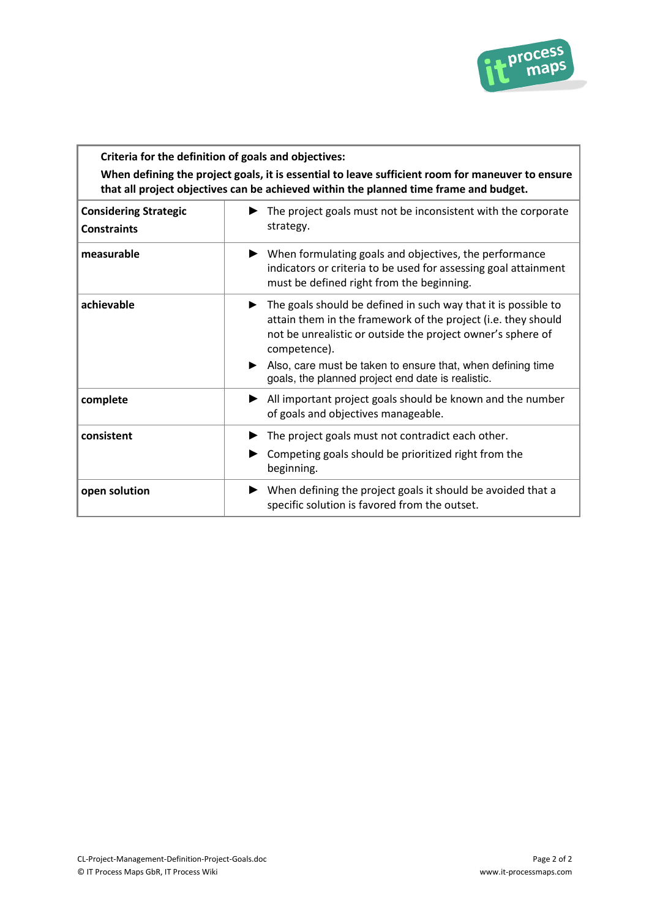**Criteria for the definition of goals and objectives:**

**When defining the project goals, it is essential to leave sufficient room for maneuver to ensure that all project objectives can be achieved within the planned time frame and budget.**

| | |
|---|---|
| **Considering Strategic Constraints** | ▶ The project goals must not be inconsistent with the corporate strategy. |
| **measurable** | ▶ When formulating goals and objectives, the performance indicators or criteria to be used for assessing goal attainment must be defined right from the beginning. |
| **achievable** | ▶ The goals should be defined in such way that it is possible to attain them in the framework of the project (i.e. they should not be unrealistic or outside the project owner's sphere of competence).<br>▶ Also, care must be taken to ensure that, when defining time goals, the planned project end date is realistic. |
| **complete** | ▶ All important project goals should be known and the number of goals and objectives manageable. |
| **consistent** | ▶ The project goals must not contradict each other.<br>▶ Competing goals should be prioritized right from the beginning. |
| **open solution** | ▶ When defining the project goals it should be avoided that a specific solution is favored from the outset. |